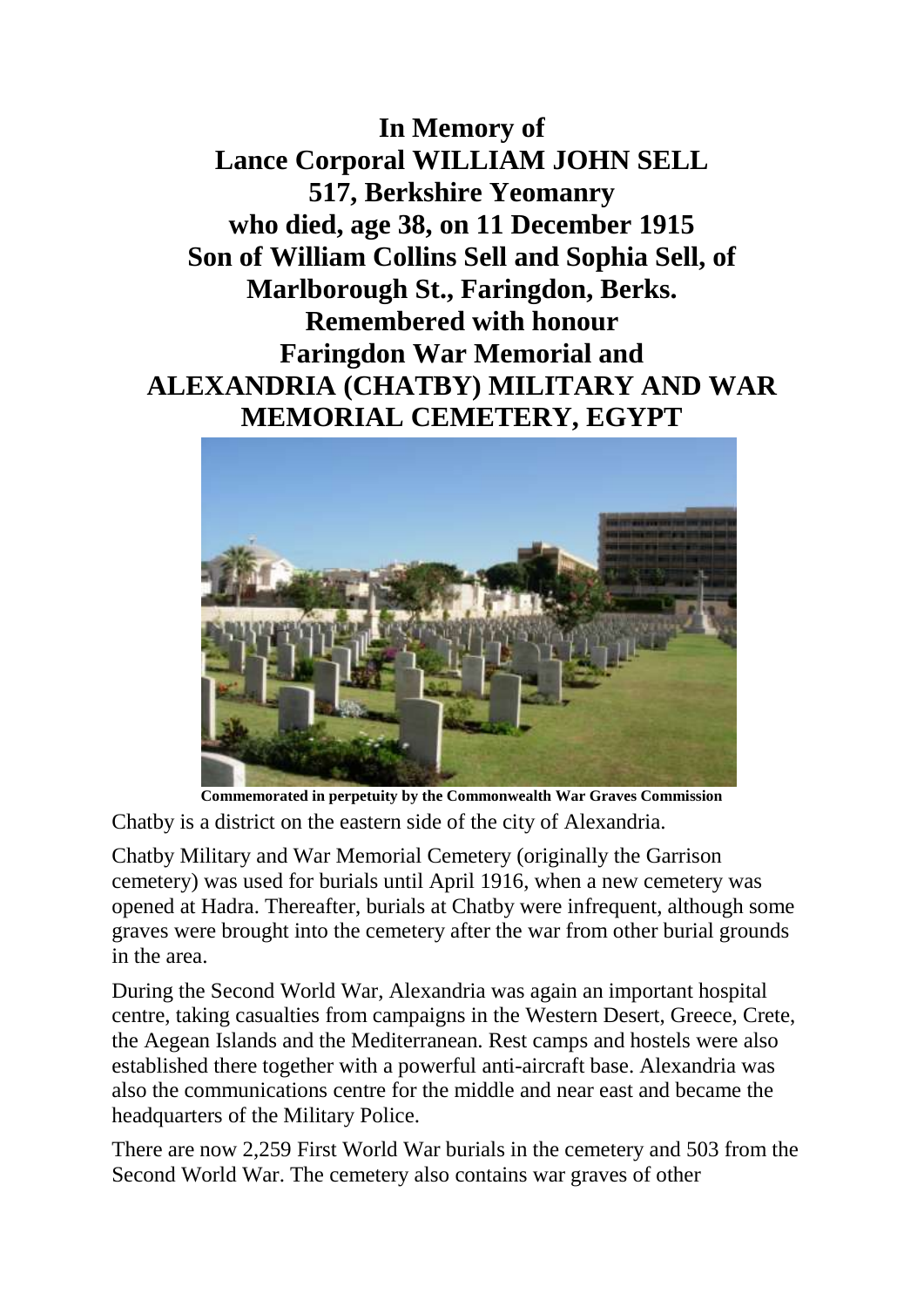**In Memory of**
**Lance Corporal WILLIAM JOHN SELL**
**517, Berkshire Yeomanry**
**who died, age 38, on 11 December 1915**
**Son of William Collins Sell and Sophia Sell, of Marlborough St., Faringdon, Berks.**
**Remembered with honour**
**Faringdon War Memorial and**
**ALEXANDRIA (CHATBY) MILITARY AND WAR MEMORIAL CEMETERY, EGYPT**

**Commemorated in perpetuity by the Commonwealth War Graves Commission**

Chatby is a district on the eastern side of the city of Alexandria.

Chatby Military and War Memorial Cemetery (originally the Garrison cemetery) was used for burials until April 1916, when a new cemetery was opened at Hadra. Thereafter, burials at Chatby were infrequent, although some graves were brought into the cemetery after the war from other burial grounds in the area.

During the Second World War, Alexandria was again an important hospital centre, taking casualties from campaigns in the Western Desert, Greece, Crete, the Aegean Islands and the Mediterranean. Rest camps and hostels were also established there together with a powerful anti-aircraft base. Alexandria was also the communications centre for the middle and near east and became the headquarters of the Military Police.

There are now 2,259 First World War burials in the cemetery and 503 from the Second World War. The cemetery also contains war graves of other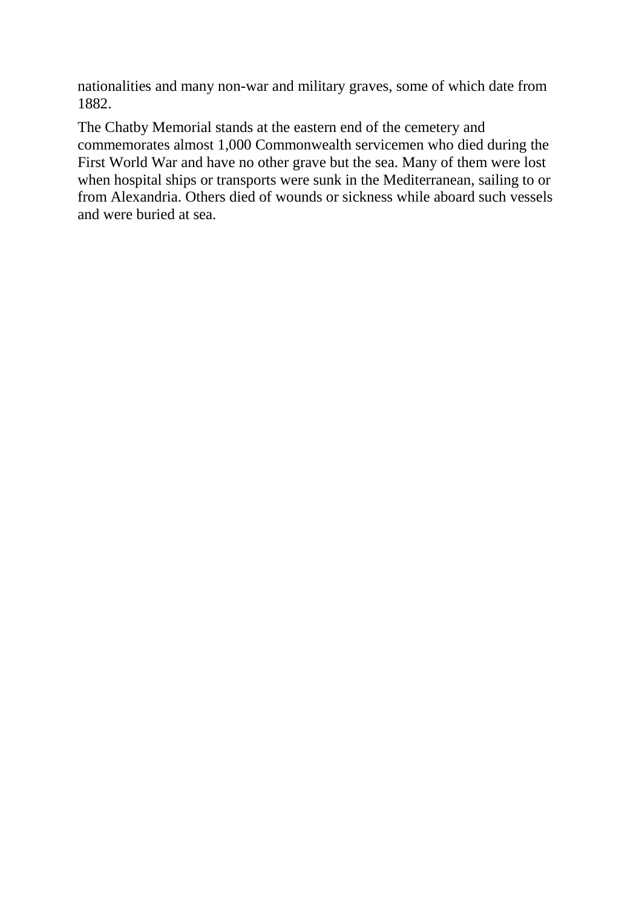nationalities and many non-war and military graves, some of which date from 1882.

The Chatby Memorial stands at the eastern end of the cemetery and commemorates almost 1,000 Commonwealth servicemen who died during the First World War and have no other grave but the sea. Many of them were lost when hospital ships or transports were sunk in the Mediterranean, sailing to or from Alexandria. Others died of wounds or sickness while aboard such vessels and were buried at sea.